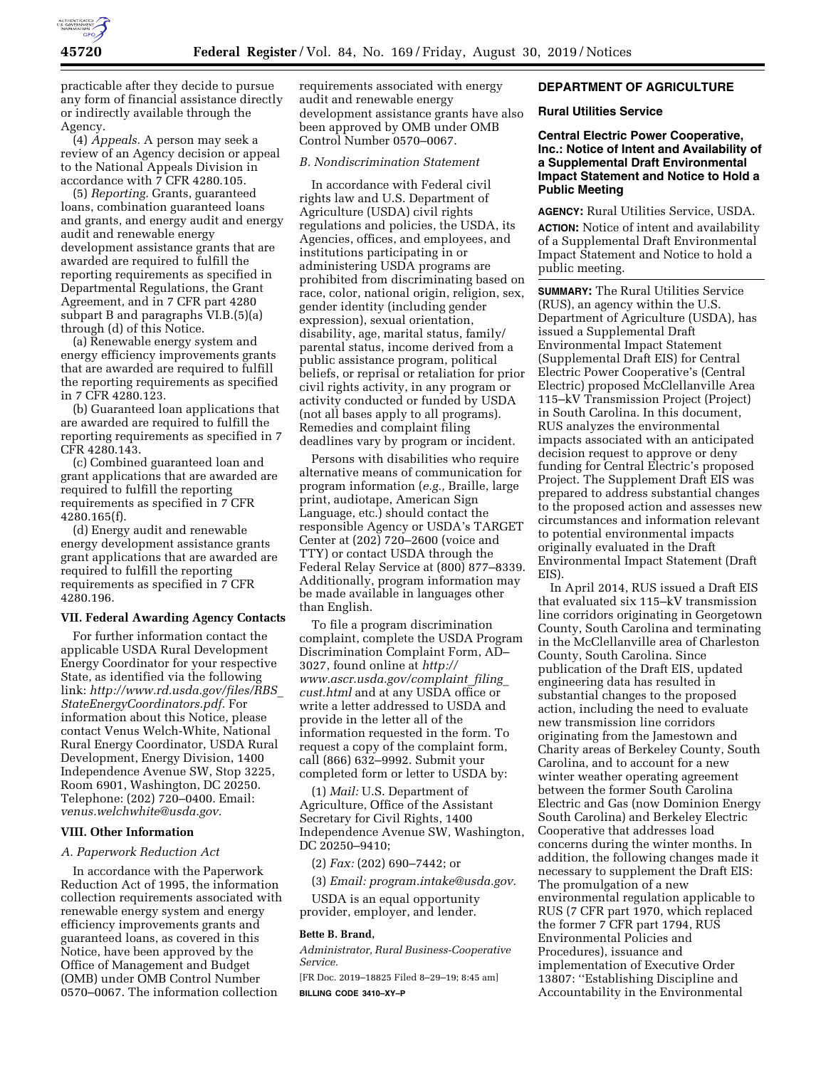practicable after they decide to pursue any form of financial assistance directly or indirectly available through the Agency.

(4) *Appeals.* A person may seek a review of an Agency decision or appeal to the National Appeals Division in accordance with 7 CFR 4280.105.

(5) *Reporting.* Grants, guaranteed loans, combination guaranteed loans and grants, and energy audit and energy audit and renewable energy development assistance grants that are awarded are required to fulfill the reporting requirements as specified in Departmental Regulations, the Grant Agreement, and in 7 CFR part 4280 subpart B and paragraphs VI.B.(5)(a) through (d) of this Notice.

(a) Renewable energy system and energy efficiency improvements grants that are awarded are required to fulfill the reporting requirements as specified in 7 CFR 4280.123.

(b) Guaranteed loan applications that are awarded are required to fulfill the reporting requirements as specified in 7 CFR 4280.143.

(c) Combined guaranteed loan and grant applications that are awarded are required to fulfill the reporting requirements as specified in 7 CFR 4280.165(f).

(d) Energy audit and renewable energy development assistance grants grant applications that are awarded are required to fulfill the reporting requirements as specified in 7 CFR 4280.196.

## VII. Federal Awarding Agency Contacts

For further information contact the applicable USDA Rural Development Energy Coordinator for your respective State, as identified via the following link: *http://www.rd.usda.gov/files/RBS_StateEnergyCoordinators.pdf.* For information about this Notice, please contact Venus Welch-White, National Rural Energy Coordinator, USDA Rural Development, Energy Division, 1400 Independence Avenue SW, Stop 3225, Room 6901, Washington, DC 20250. Telephone: (202) 720–0400. Email: *venus.welchwhite@usda.gov.*

## VIII. Other Information

### *A. Paperwork Reduction Act*

In accordance with the Paperwork Reduction Act of 1995, the information collection requirements associated with renewable energy system and energy efficiency improvements grants and guaranteed loans, as covered in this Notice, have been approved by the Office of Management and Budget (OMB) under OMB Control Number 0570–0067. The information collection requirements associated with energy audit and renewable energy development assistance grants have also been approved by OMB under OMB Control Number 0570–0067.

### *B. Nondiscrimination Statement*

In accordance with Federal civil rights law and U.S. Department of Agriculture (USDA) civil rights regulations and policies, the USDA, its Agencies, offices, and employees, and institutions participating in or administering USDA programs are prohibited from discriminating based on race, color, national origin, religion, sex, gender identity (including gender expression), sexual orientation, disability, age, marital status, family/parental status, income derived from a public assistance program, political beliefs, or reprisal or retaliation for prior civil rights activity, in any program or activity conducted or funded by USDA (not all bases apply to all programs). Remedies and complaint filing deadlines vary by program or incident.

Persons with disabilities who require alternative means of communication for program information (*e.g.,* Braille, large print, audiotape, American Sign Language, etc.) should contact the responsible Agency or USDA's TARGET Center at (202) 720–2600 (voice and TTY) or contact USDA through the Federal Relay Service at (800) 877–8339. Additionally, program information may be made available in languages other than English.

To file a program discrimination complaint, complete the USDA Program Discrimination Complaint Form, AD–3027, found online at *http://www.ascr.usda.gov/complaint_filing_cust.html* and at any USDA office or write a letter addressed to USDA and provide in the letter all of the information requested in the form. To request a copy of the complaint form, call (866) 632–9992. Submit your completed form or letter to USDA by:

(1) *Mail:* U.S. Department of Agriculture, Office of the Assistant Secretary for Civil Rights, 1400 Independence Avenue SW, Washington, DC 20250–9410;

(2) *Fax:* (202) 690–7442; or

(3) *Email: program.intake@usda.gov.*

USDA is an equal opportunity provider, employer, and lender.

**Bette B. Brand,**

*Administrator, Rural Business-Cooperative Service.*

[FR Doc. 2019–18825 Filed 8–29–19; 8:45 am]

**BILLING CODE 3410–XY–P**

# DEPARTMENT OF AGRICULTURE

## Rural Utilities Service

### Central Electric Power Cooperative, Inc.: Notice of Intent and Availability of a Supplemental Draft Environmental Impact Statement and Notice to Hold a Public Meeting

**AGENCY:** Rural Utilities Service, USDA.

**ACTION:** Notice of intent and availability of a Supplemental Draft Environmental Impact Statement and Notice to hold a public meeting.

**SUMMARY:** The Rural Utilities Service (RUS), an agency within the U.S. Department of Agriculture (USDA), has issued a Supplemental Draft Environmental Impact Statement (Supplemental Draft EIS) for Central Electric Power Cooperative's (Central Electric) proposed McClellanville Area 115–kV Transmission Project (Project) in South Carolina. In this document, RUS analyzes the environmental impacts associated with an anticipated decision request to approve or deny funding for Central Electric's proposed Project. The Supplement Draft EIS was prepared to address substantial changes to the proposed action and assesses new circumstances and information relevant to potential environmental impacts originally evaluated in the Draft Environmental Impact Statement (Draft EIS).

In April 2014, RUS issued a Draft EIS that evaluated six 115–kV transmission line corridors originating in Georgetown County, South Carolina and terminating in the McClellanville area of Charleston County, South Carolina. Since publication of the Draft EIS, updated engineering data has resulted in substantial changes to the proposed action, including the need to evaluate new transmission line corridors originating from the Jamestown and Charity areas of Berkeley County, South Carolina, and to account for a new winter weather operating agreement between the former South Carolina Electric and Gas (now Dominion Energy South Carolina) and Berkeley Electric Cooperative that addresses load concerns during the winter months. In addition, the following changes made it necessary to supplement the Draft EIS: The promulgation of a new environmental regulation applicable to RUS (7 CFR part 1970, which replaced the former 7 CFR part 1794, RUS Environmental Policies and Procedures), issuance and implementation of Executive Order 13807: ''Establishing Discipline and Accountability in the Environmental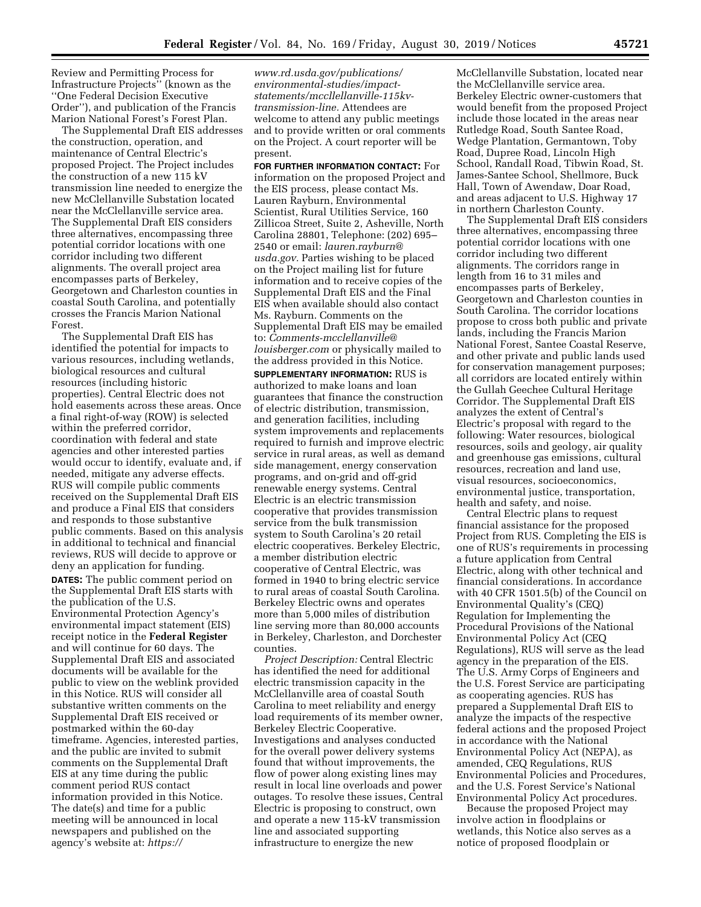Review and Permitting Process for Infrastructure Projects'' (known as the ''One Federal Decision Executive Order''), and publication of the Francis Marion National Forest's Forest Plan.

The Supplemental Draft EIS addresses the construction, operation, and maintenance of Central Electric's proposed Project. The Project includes the construction of a new 115 kV transmission line needed to energize the new McClellanville Substation located near the McClellanville service area. The Supplemental Draft EIS considers three alternatives, encompassing three potential corridor locations with one corridor including two different alignments. The overall project area encompasses parts of Berkeley, Georgetown and Charleston counties in coastal South Carolina, and potentially crosses the Francis Marion National Forest.

The Supplemental Draft EIS has identified the potential for impacts to various resources, including wetlands, biological resources and cultural resources (including historic properties). Central Electric does not hold easements across these areas. Once a final right-of-way (ROW) is selected within the preferred corridor, coordination with federal and state agencies and other interested parties would occur to identify, evaluate and, if needed, mitigate any adverse effects. RUS will compile public comments received on the Supplemental Draft EIS and produce a Final EIS that considers and responds to those substantive public comments. Based on this analysis in additional to technical and financial reviews, RUS will decide to approve or deny an application for funding.

**DATES:** The public comment period on the Supplemental Draft EIS starts with the publication of the U.S. Environmental Protection Agency's environmental impact statement (EIS) receipt notice in the **Federal Register** and will continue for 60 days. The Supplemental Draft EIS and associated documents will be available for the public to view on the weblink provided in this Notice. RUS will consider all substantive written comments on the Supplemental Draft EIS received or postmarked within the 60-day timeframe. Agencies, interested parties, and the public are invited to submit comments on the Supplemental Draft EIS at any time during the public comment period RUS contact information provided in this Notice. The date(s) and time for a public meeting will be announced in local newspapers and published on the agency's website at: *https://www.rd.usda.gov/publications/environmental-studies/impact-statements/mccllellanville-115kv-transmission-line.* Attendees are welcome to attend any public meetings and to provide written or oral comments on the Project. A court reporter will be present.

**FOR FURTHER INFORMATION CONTACT:** For information on the proposed Project and the EIS process, please contact Ms. Lauren Rayburn, Environmental Scientist, Rural Utilities Service, 160 Zillicoa Street, Suite 2, Asheville, North Carolina 28801, Telephone: (202) 695–2540 or email: *lauren.rayburn@usda.gov.* Parties wishing to be placed on the Project mailing list for future information and to receive copies of the Supplemental Draft EIS and the Final EIS when available should also contact Ms. Rayburn. Comments on the Supplemental Draft EIS may be emailed to: *Comments-mcclellanville@louisberger.com* or physically mailed to the address provided in this Notice.

**SUPPLEMENTARY INFORMATION:** RUS is authorized to make loans and loan guarantees that finance the construction of electric distribution, transmission, and generation facilities, including system improvements and replacements required to furnish and improve electric service in rural areas, as well as demand side management, energy conservation programs, and on-grid and off-grid renewable energy systems. Central Electric is an electric transmission cooperative that provides transmission service from the bulk transmission system to South Carolina's 20 retail electric cooperatives. Berkeley Electric, a member distribution electric cooperative of Central Electric, was formed in 1940 to bring electric service to rural areas of coastal South Carolina. Berkeley Electric owns and operates more than 5,000 miles of distribution line serving more than 80,000 accounts in Berkeley, Charleston, and Dorchester counties.

*Project Description:* Central Electric has identified the need for additional electric transmission capacity in the McClellanville area of coastal South Carolina to meet reliability and energy load requirements of its member owner, Berkeley Electric Cooperative. Investigations and analyses conducted for the overall power delivery systems found that without improvements, the flow of power along existing lines may result in local line overloads and power outages. To resolve these issues, Central Electric is proposing to construct, own and operate a new 115-kV transmission line and associated supporting infrastructure to energize the new McClellanville Substation, located near the McClellanville service area. Berkeley Electric owner-customers that would benefit from the proposed Project include those located in the areas near Rutledge Road, South Santee Road, Wedge Plantation, Germantown, Toby Road, Dupree Road, Lincoln High School, Randall Road, Tibwin Road, St. James-Santee School, Shellmore, Buck Hall, Town of Awendaw, Doar Road, and areas adjacent to U.S. Highway 17 in northern Charleston County.

The Supplemental Draft EIS considers three alternatives, encompassing three potential corridor locations with one corridor including two different alignments. The corridors range in length from 16 to 31 miles and encompasses parts of Berkeley, Georgetown and Charleston counties in South Carolina. The corridor locations propose to cross both public and private lands, including the Francis Marion National Forest, Santee Coastal Reserve, and other private and public lands used for conservation management purposes; all corridors are located entirely within the Gullah Geechee Cultural Heritage Corridor. The Supplemental Draft EIS analyzes the extent of Central's Electric's proposal with regard to the following: Water resources, biological resources, soils and geology, air quality and greenhouse gas emissions, cultural resources, recreation and land use, visual resources, socioeconomics, environmental justice, transportation, health and safety, and noise.

Central Electric plans to request financial assistance for the proposed Project from RUS. Completing the EIS is one of RUS's requirements in processing a future application from Central Electric, along with other technical and financial considerations. In accordance with 40 CFR 1501.5(b) of the Council on Environmental Quality's (CEQ) Regulation for Implementing the Procedural Provisions of the National Environmental Policy Act (CEQ Regulations), RUS will serve as the lead agency in the preparation of the EIS. The U.S. Army Corps of Engineers and the U.S. Forest Service are participating as cooperating agencies. RUS has prepared a Supplemental Draft EIS to analyze the impacts of the respective federal actions and the proposed Project in accordance with the National Environmental Policy Act (NEPA), as amended, CEQ Regulations, RUS Environmental Policies and Procedures, and the U.S. Forest Service's National Environmental Policy Act procedures.

Because the proposed Project may involve action in floodplains or wetlands, this Notice also serves as a notice of proposed floodplain or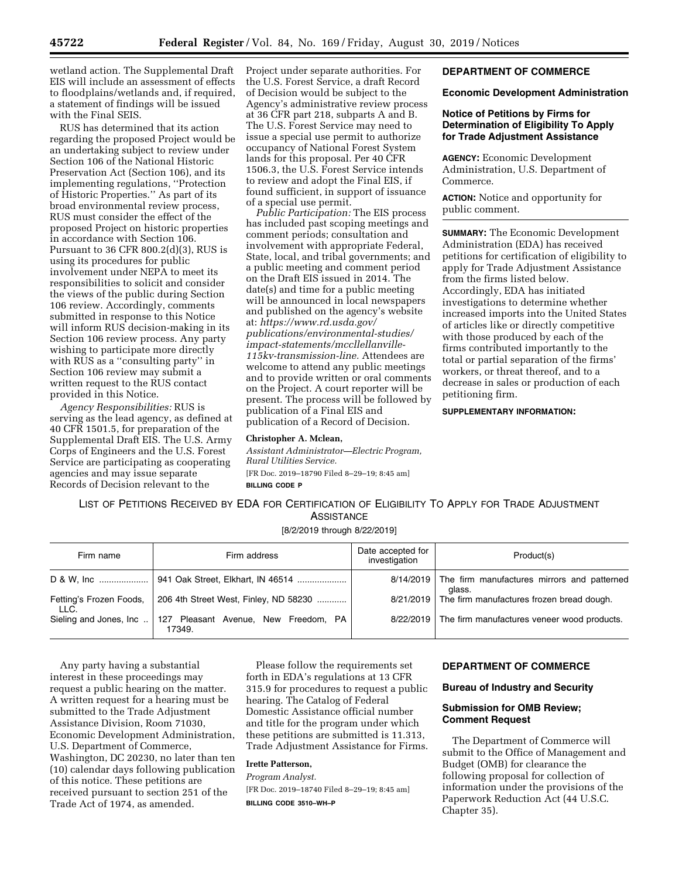wetland action. The Supplemental Draft EIS will include an assessment of effects to floodplains/wetlands and, if required, a statement of findings will be issued with the Final SEIS.

RUS has determined that its action regarding the proposed Project would be an undertaking subject to review under Section 106 of the National Historic Preservation Act (Section 106), and its implementing regulations, ''Protection of Historic Properties.'' As part of its broad environmental review process, RUS must consider the effect of the proposed Project on historic properties in accordance with Section 106. Pursuant to 36 CFR 800.2(d)(3), RUS is using its procedures for public involvement under NEPA to meet its responsibilities to solicit and consider the views of the public during Section 106 review. Accordingly, comments submitted in response to this Notice will inform RUS decision-making in its Section 106 review process. Any party wishing to participate more directly with RUS as a ''consulting party'' in Section 106 review may submit a written request to the RUS contact provided in this Notice.

*Agency Responsibilities:* RUS is serving as the lead agency, as defined at 40 CFR 1501.5, for preparation of the Supplemental Draft EIS. The U.S. Army Corps of Engineers and the U.S. Forest Service are participating as cooperating agencies and may issue separate Records of Decision relevant to the Project under separate authorities. For the U.S. Forest Service, a draft Record of Decision would be subject to the Agency's administrative review process at 36 CFR part 218, subparts A and B. The U.S. Forest Service may need to issue a special use permit to authorize occupancy of National Forest System lands for this proposal. Per 40 CFR 1506.3, the U.S. Forest Service intends to review and adopt the Final EIS, if found sufficient, in support of issuance of a special use permit.

*Public Participation:* The EIS process has included past scoping meetings and comment periods; consultation and involvement with appropriate Federal, State, local, and tribal governments; and a public meeting and comment period on the Draft EIS issued in 2014. The date(s) and time for a public meeting will be announced in local newspapers and published on the agency's website at: *https://www.rd.usda.gov/publications/environmental-studies/impact-statements/mccllellanville-115kv-transmission-line.* Attendees are welcome to attend any public meetings and to provide written or oral comments on the Project. A court reporter will be present. The process will be followed by publication of a Final EIS and publication of a Record of Decision.

**Christopher A. Mclean,**

*Assistant Administrator—Electric Program, Rural Utilities Service.*

[FR Doc. 2019–18790 Filed 8–29–19; 8:45 am]

**BILLING CODE P**

## DEPARTMENT OF COMMERCE

### Economic Development Administration

### Notice of Petitions by Firms for Determination of Eligibility To Apply for Trade Adjustment Assistance

**AGENCY:** Economic Development Administration, U.S. Department of Commerce.

**ACTION:** Notice and opportunity for public comment.

**SUMMARY:** The Economic Development Administration (EDA) has received petitions for certification of eligibility to apply for Trade Adjustment Assistance from the firms listed below. Accordingly, EDA has initiated investigations to determine whether increased imports into the United States of articles like or directly competitive with those produced by each of the firms contributed importantly to the total or partial separation of the firms' workers, or threat thereof, and to a decrease in sales or production of each petitioning firm.

**SUPPLEMENTARY INFORMATION:**

LIST OF PETITIONS RECEIVED BY EDA FOR CERTIFICATION OF ELIGIBILITY TO APPLY FOR TRADE ADJUSTMENT ASSISTANCE

[8/2/2019 through 8/22/2019]

| Firm name | Firm address | Date accepted for investigation | Product(s) |
|---|---|---|---|
| D & W, Inc | 941 Oak Street, Elkhart, IN 46514 | 8/14/2019 | The firm manufactures mirrors and patterned glass. |
| Fetting's Frozen Foods, LLC. | 206 4th Street West, Finley, ND 58230 | 8/21/2019 | The firm manufactures frozen bread dough. |
| Sieling and Jones, Inc | 127 Pleasant Avenue, New Freedom, PA 17349. | 8/22/2019 | The firm manufactures veneer wood products. |

Any party having a substantial interest in these proceedings may request a public hearing on the matter. A written request for a hearing must be submitted to the Trade Adjustment Assistance Division, Room 71030, Economic Development Administration, U.S. Department of Commerce, Washington, DC 20230, no later than ten (10) calendar days following publication of this notice. These petitions are received pursuant to section 251 of the Trade Act of 1974, as amended.

Please follow the requirements set forth in EDA's regulations at 13 CFR 315.9 for procedures to request a public hearing. The Catalog of Federal Domestic Assistance official number and title for the program under which these petitions are submitted is 11.313, Trade Adjustment Assistance for Firms.

**Irette Patterson,**

*Program Analyst.*

[FR Doc. 2019–18740 Filed 8–29–19; 8:45 am]

**BILLING CODE 3510–WH–P**

## DEPARTMENT OF COMMERCE

### Bureau of Industry and Security

### Submission for OMB Review; Comment Request

The Department of Commerce will submit to the Office of Management and Budget (OMB) for clearance the following proposal for collection of information under the provisions of the Paperwork Reduction Act (44 U.S.C. Chapter 35).